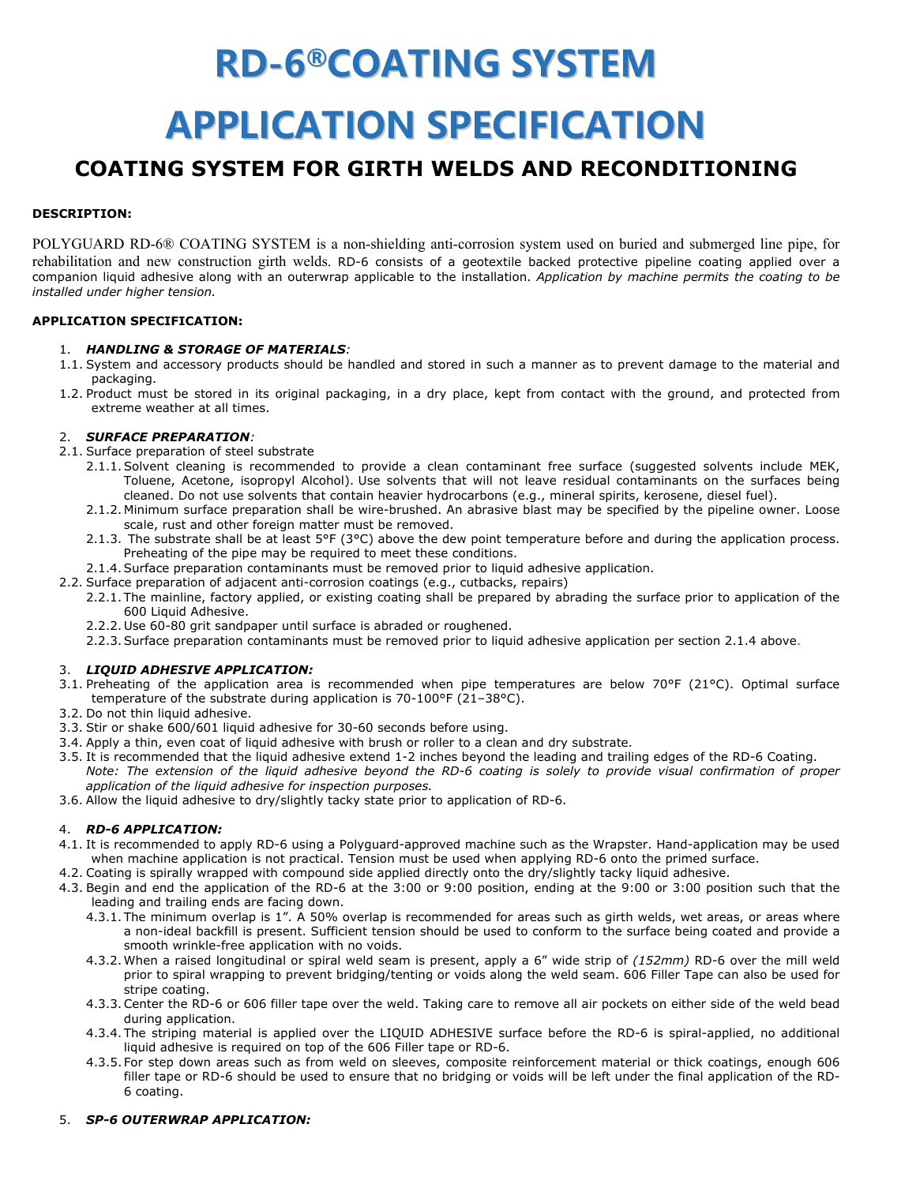# RD-6®COATING SYSTEM

# APPLICATION SPECIFICATION

## COATING SYSTEM FOR GIRTH WELDS AND RECONDITIONING

**DESCRIPTION:**

POLYGUARD RD-6® COATING SYSTEM is a non-shielding anti-corrosion system used on buried and submerged line pipe, for rehabilitation and new construction girth welds. RD-6 consists of a geotextile backed protective pipeline coating applied over a companion liquid adhesive along with an outerwrap applicable to the installation. *Application by machine permits the coating to be installed under higher tension.*

**APPLICATION SPECIFICATION:**

1. ***HANDLING & STORAGE OF MATERIALS:***

1.1. System and accessory products should be handled and stored in such a manner as to prevent damage to the material and packaging.

1.2. Product must be stored in its original packaging, in a dry place, kept from contact with the ground, and protected from extreme weather at all times.

2. ***SURFACE PREPARATION:***

2.1. Surface preparation of steel substrate

- 2.1.1. Solvent cleaning is recommended to provide a clean contaminant free surface (suggested solvents include MEK, Toluene, Acetone, isopropyl Alcohol). Use solvents that will not leave residual contaminants on the surfaces being cleaned. Do not use solvents that contain heavier hydrocarbons (e.g., mineral spirits, kerosene, diesel fuel).
- 2.1.2. Minimum surface preparation shall be wire-brushed. An abrasive blast may be specified by the pipeline owner. Loose scale, rust and other foreign matter must be removed.
- 2.1.3. The substrate shall be at least 5°F (3°C) above the dew point temperature before and during the application process. Preheating of the pipe may be required to meet these conditions.
- 2.1.4. Surface preparation contaminants must be removed prior to liquid adhesive application.

2.2. Surface preparation of adjacent anti-corrosion coatings (e.g., cutbacks, repairs)

- 2.2.1. The mainline, factory applied, or existing coating shall be prepared by abrading the surface prior to application of the 600 Liquid Adhesive.
- 2.2.2. Use 60-80 grit sandpaper until surface is abraded or roughened.
- 2.2.3. Surface preparation contaminants must be removed prior to liquid adhesive application per section 2.1.4 above.

3. ***LIQUID ADHESIVE APPLICATION:***

3.1. Preheating of the application area is recommended when pipe temperatures are below 70°F (21°C). Optimal surface temperature of the substrate during application is 70-100°F (21–38°C).

3.2. Do not thin liquid adhesive.

3.3. Stir or shake 600/601 liquid adhesive for 30-60 seconds before using.

3.4. Apply a thin, even coat of liquid adhesive with brush or roller to a clean and dry substrate.

3.5. It is recommended that the liquid adhesive extend 1-2 inches beyond the leading and trailing edges of the RD-6 Coating.
*Note: The extension of the liquid adhesive beyond the RD-6 coating is solely to provide visual confirmation of proper application of the liquid adhesive for inspection purposes.*

3.6. Allow the liquid adhesive to dry/slightly tacky state prior to application of RD-6.

4. ***RD-6 APPLICATION:***

4.1. It is recommended to apply RD-6 using a Polyguard-approved machine such as the Wrapster. Hand-application may be used when machine application is not practical. Tension must be used when applying RD-6 onto the primed surface.

4.2. Coating is spirally wrapped with compound side applied directly onto the dry/slightly tacky liquid adhesive.

4.3. Begin and end the application of the RD-6 at the 3:00 or 9:00 position, ending at the 9:00 or 3:00 position such that the leading and trailing ends are facing down.

- 4.3.1. The minimum overlap is 1". A 50% overlap is recommended for areas such as girth welds, wet areas, or areas where a non-ideal backfill is present. Sufficient tension should be used to conform to the surface being coated and provide a smooth wrinkle-free application with no voids.
- 4.3.2. When a raised longitudinal or spiral weld seam is present, apply a 6" wide strip of *(152mm)* RD-6 over the mill weld prior to spiral wrapping to prevent bridging/tenting or voids along the weld seam. 606 Filler Tape can also be used for stripe coating.
- 4.3.3. Center the RD-6 or 606 filler tape over the weld. Taking care to remove all air pockets on either side of the weld bead during application.
- 4.3.4. The striping material is applied over the LIQUID ADHESIVE surface before the RD-6 is spiral-applied, no additional liquid adhesive is required on top of the 606 Filler tape or RD-6.
- 4.3.5. For step down areas such as from weld on sleeves, composite reinforcement material or thick coatings, enough 606 filler tape or RD-6 should be used to ensure that no bridging or voids will be left under the final application of the RD-6 coating.

5. ***SP-6 OUTERWRAP APPLICATION:***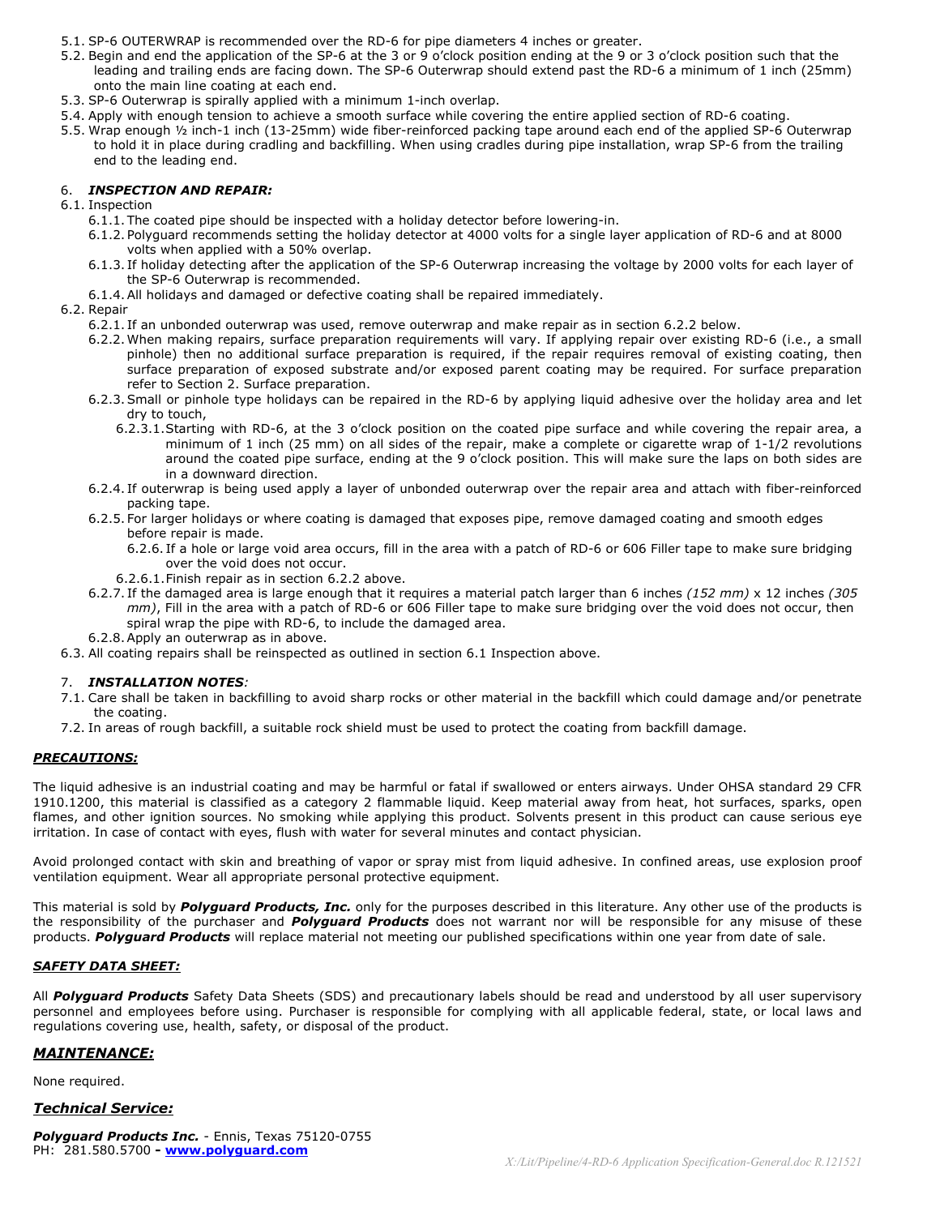5.1. SP-6 OUTERWRAP is recommended over the RD-6 for pipe diameters 4 inches or greater.

5.2. Begin and end the application of the SP-6 at the 3 or 9 o'clock position ending at the 9 or 3 o'clock position such that the leading and trailing ends are facing down. The SP-6 Outerwrap should extend past the RD-6 a minimum of 1 inch (25mm) onto the main line coating at each end.

5.3. SP-6 Outerwrap is spirally applied with a minimum 1-inch overlap.

5.4. Apply with enough tension to achieve a smooth surface while covering the entire applied section of RD-6 coating.

5.5. Wrap enough ½ inch-1 inch (13-25mm) wide fiber-reinforced packing tape around each end of the applied SP-6 Outerwrap to hold it in place during cradling and backfilling. When using cradles during pipe installation, wrap SP-6 from the trailing end to the leading end.

## 6. *INSPECTION AND REPAIR:*

6.1. Inspection

- 6.1.1. The coated pipe should be inspected with a holiday detector before lowering-in.
- 6.1.2. Polyguard recommends setting the holiday detector at 4000 volts for a single layer application of RD-6 and at 8000 volts when applied with a 50% overlap.
- 6.1.3. If holiday detecting after the application of the SP-6 Outerwrap increasing the voltage by 2000 volts for each layer of the SP-6 Outerwrap is recommended.
- 6.1.4. All holidays and damaged or defective coating shall be repaired immediately.

6.2. Repair

- 6.2.1. If an unbonded outerwrap was used, remove outerwrap and make repair as in section 6.2.2 below.
- 6.2.2. When making repairs, surface preparation requirements will vary. If applying repair over existing RD-6 (i.e., a small pinhole) then no additional surface preparation is required, if the repair requires removal of existing coating, then surface preparation of exposed substrate and/or exposed parent coating may be required. For surface preparation refer to Section 2. Surface preparation.
- 6.2.3. Small or pinhole type holidays can be repaired in the RD-6 by applying liquid adhesive over the holiday area and let dry to touch,
  - 6.2.3.1. Starting with RD-6, at the 3 o'clock position on the coated pipe surface and while covering the repair area, a minimum of 1 inch (25 mm) on all sides of the repair, make a complete or cigarette wrap of 1-1/2 revolutions around the coated pipe surface, ending at the 9 o'clock position. This will make sure the laps on both sides are in a downward direction.
- 6.2.4. If outerwrap is being used apply a layer of unbonded outerwrap over the repair area and attach with fiber-reinforced packing tape.
- 6.2.5. For larger holidays or where coating is damaged that exposes pipe, remove damaged coating and smooth edges before repair is made.
  - 6.2.6. If a hole or large void area occurs, fill in the area with a patch of RD-6 or 606 Filler tape to make sure bridging over the void does not occur.
  - 6.2.6.1. Finish repair as in section 6.2.2 above.
- 6.2.7. If the damaged area is large enough that it requires a material patch larger than 6 inches *(152 mm)* x 12 inches *(305 mm)*, Fill in the area with a patch of RD-6 or 606 Filler tape to make sure bridging over the void does not occur, then spiral wrap the pipe with RD-6, to include the damaged area.
- 6.2.8. Apply an outerwrap as in above.

6.3. All coating repairs shall be reinspected as outlined in section 6.1 Inspection above.

## 7. *INSTALLATION NOTES:*

7.1. Care shall be taken in backfilling to avoid sharp rocks or other material in the backfill which could damage and/or penetrate the coating.

7.2. In areas of rough backfill, a suitable rock shield must be used to protect the coating from backfill damage.

### ***PRECAUTIONS:***

The liquid adhesive is an industrial coating and may be harmful or fatal if swallowed or enters airways. Under OHSA standard 29 CFR 1910.1200, this material is classified as a category 2 flammable liquid. Keep material away from heat, hot surfaces, sparks, open flames, and other ignition sources. No smoking while applying this product. Solvents present in this product can cause serious eye irritation. In case of contact with eyes, flush with water for several minutes and contact physician.

Avoid prolonged contact with skin and breathing of vapor or spray mist from liquid adhesive. In confined areas, use explosion proof ventilation equipment. Wear all appropriate personal protective equipment.

This material is sold by ***Polyguard Products, Inc.*** only for the purposes described in this literature. Any other use of the products is the responsibility of the purchaser and ***Polyguard Products*** does not warrant nor will be responsible for any misuse of these products. ***Polyguard Products*** will replace material not meeting our published specifications within one year from date of sale.

### ***SAFETY DATA SHEET:***

All ***Polyguard Products*** Safety Data Sheets (SDS) and precautionary labels should be read and understood by all user supervisory personnel and employees before using. Purchaser is responsible for complying with all applicable federal, state, or local laws and regulations covering use, health, safety, or disposal of the product.

### ***MAINTENANCE:***

None required.

### ***Technical Service:***

***Polyguard Products Inc.*** - Ennis, Texas 75120-0755
PH: 281.580.5700 **-** **www.polyguard.com**

*X:/Lit/Pipeline/4-RD-6 Application Specification-General.doc R.121521*